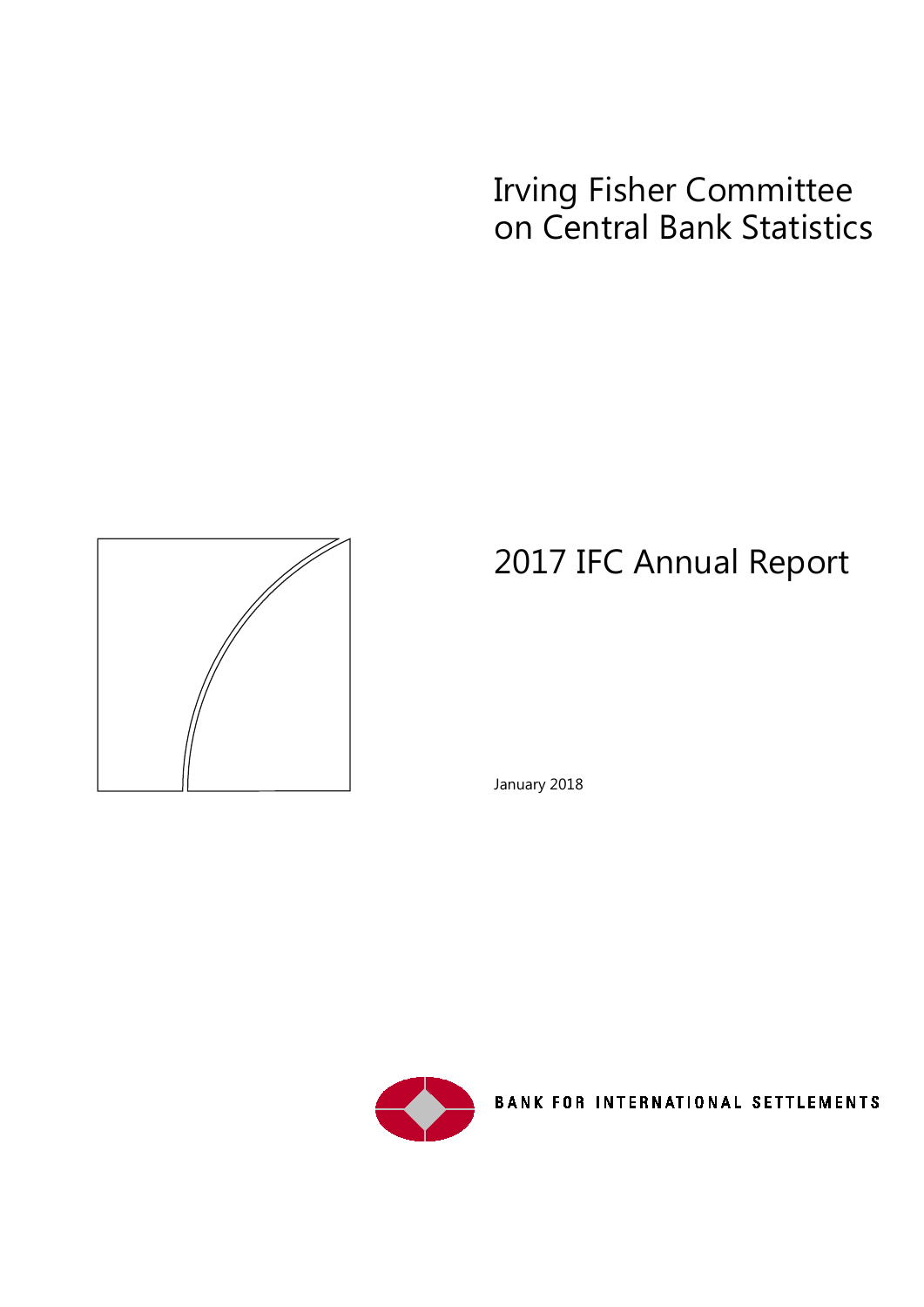# Irving Fisher Committee on Central Bank Statistics

# 2017 IFC Annual Report

January 2018

BANK FOR INTERNATIONAL SETTLEMENTS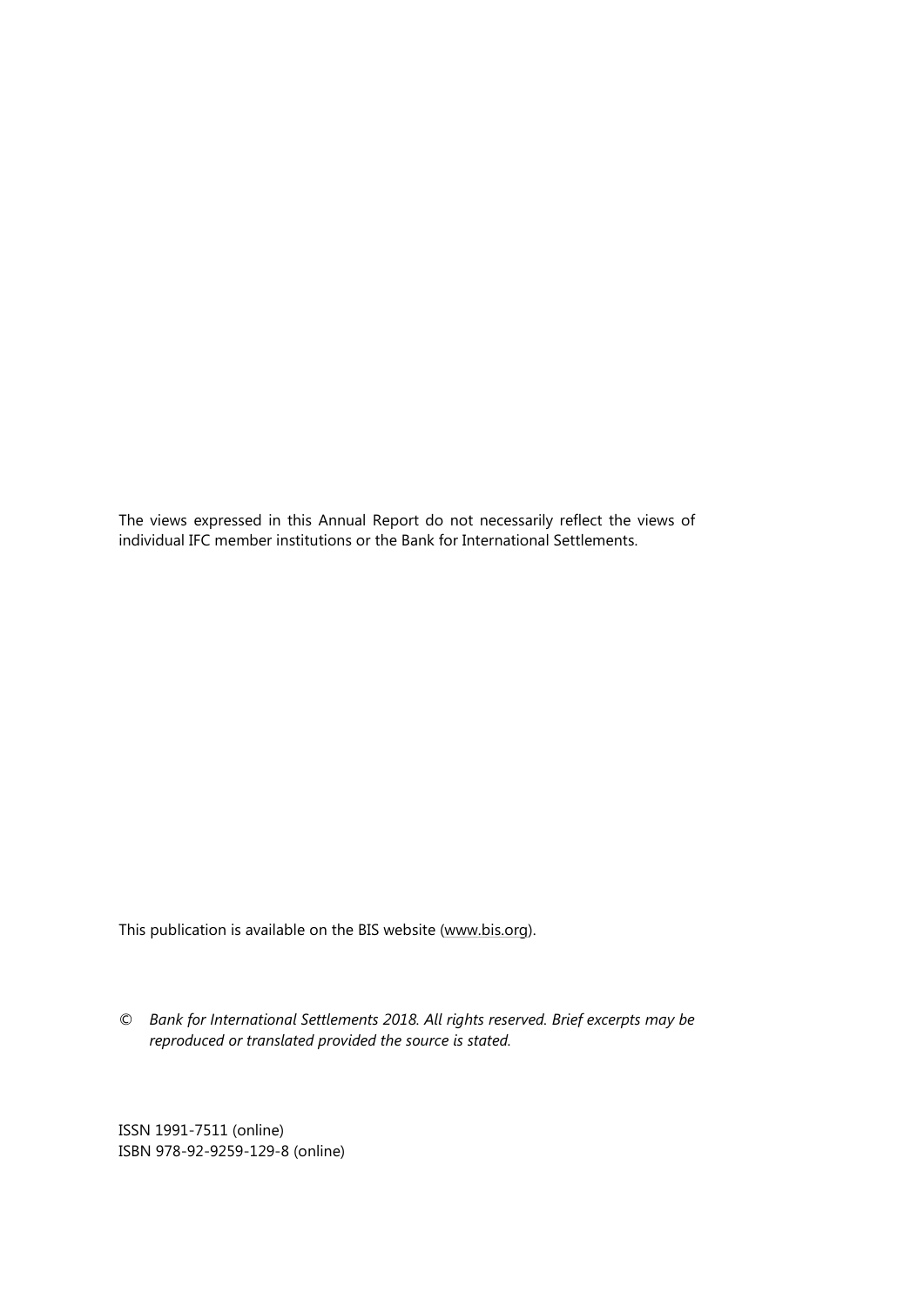The views expressed in this Annual Report do not necessarily reflect the views of individual IFC member institutions or the Bank for International Settlements.

This publication is available on the BIS website (www.bis.org).

© *Bank for International Settlements 2018. All rights reserved. Brief excerpts may be reproduced or translated provided the source is stated.*

ISSN 1991-7511 (online)
ISBN 978-92-9259-129-8 (online)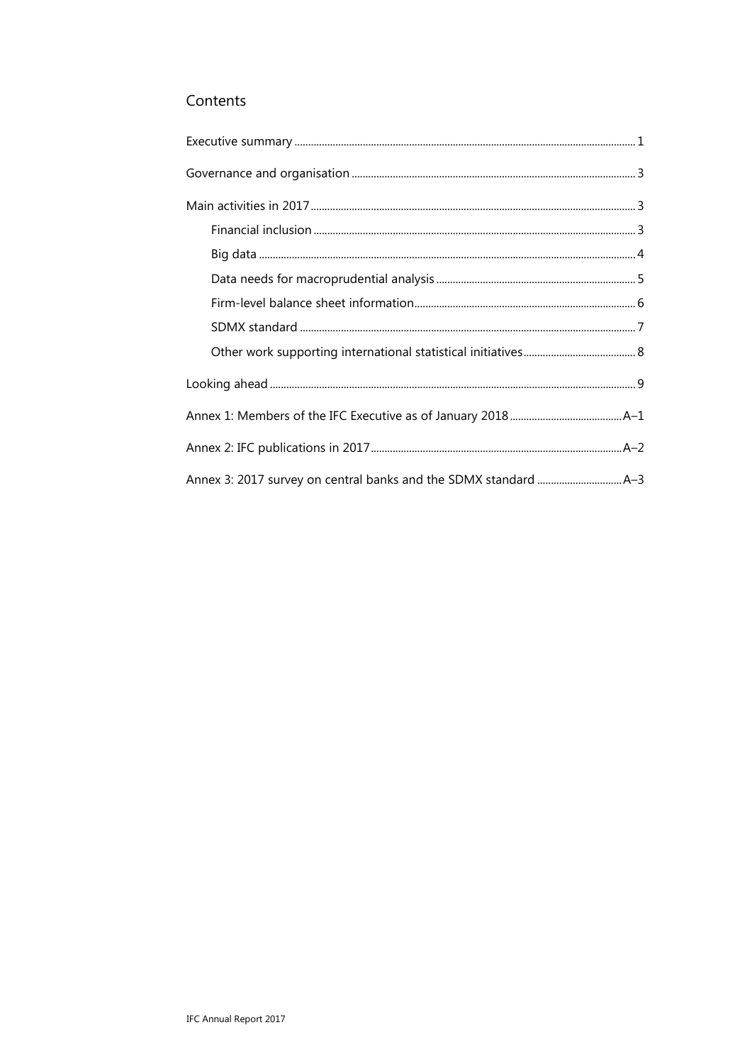# Contents

Executive summary ........................................................................................................ 1

Governance and organisation ..................................................................................... 3

Main activities in 2017 .................................................................................................. 3

- Financial inclusion ................................................................................................. 3
- Big data .................................................................................................................... 4
- Data needs for macroprudential analysis .............................................................. 5
- Firm-level balance sheet information .................................................................... 6
- SDMX standard ....................................................................................................... 7
- Other work supporting international statistical initiatives .................................... 8

Looking ahead ............................................................................................................... 9

Annex 1: Members of the IFC Executive as of January 2018 ................................. A–1

Annex 2: IFC publications in 2017 ............................................................................. A–2

Annex 3: 2017 survey on central banks and the SDMX standard ........................... A–3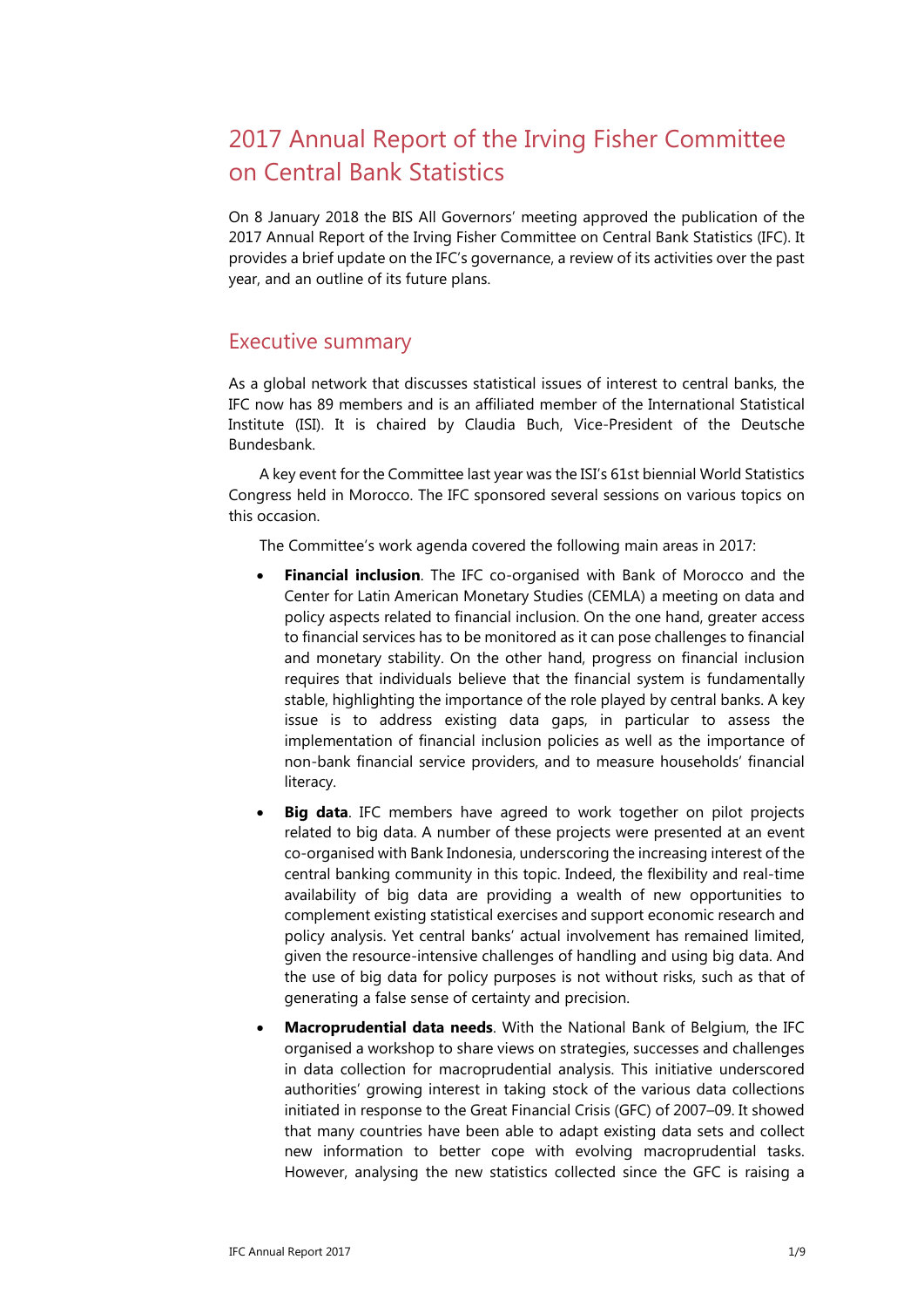# 2017 Annual Report of the Irving Fisher Committee on Central Bank Statistics

On 8 January 2018 the BIS All Governors' meeting approved the publication of the 2017 Annual Report of the Irving Fisher Committee on Central Bank Statistics (IFC). It provides a brief update on the IFC's governance, a review of its activities over the past year, and an outline of its future plans.

## Executive summary

As a global network that discusses statistical issues of interest to central banks, the IFC now has 89 members and is an affiliated member of the International Statistical Institute (ISI). It is chaired by Claudia Buch, Vice-President of the Deutsche Bundesbank.

A key event for the Committee last year was the ISI's 61st biennial World Statistics Congress held in Morocco. The IFC sponsored several sessions on various topics on this occasion.

The Committee's work agenda covered the following main areas in 2017:

- **Financial inclusion**. The IFC co-organised with Bank of Morocco and the Center for Latin American Monetary Studies (CEMLA) a meeting on data and policy aspects related to financial inclusion. On the one hand, greater access to financial services has to be monitored as it can pose challenges to financial and monetary stability. On the other hand, progress on financial inclusion requires that individuals believe that the financial system is fundamentally stable, highlighting the importance of the role played by central banks. A key issue is to address existing data gaps, in particular to assess the implementation of financial inclusion policies as well as the importance of non-bank financial service providers, and to measure households' financial literacy.
- **Big data**. IFC members have agreed to work together on pilot projects related to big data. A number of these projects were presented at an event co-organised with Bank Indonesia, underscoring the increasing interest of the central banking community in this topic. Indeed, the flexibility and real-time availability of big data are providing a wealth of new opportunities to complement existing statistical exercises and support economic research and policy analysis. Yet central banks' actual involvement has remained limited, given the resource-intensive challenges of handling and using big data. And the use of big data for policy purposes is not without risks, such as that of generating a false sense of certainty and precision.
- **Macroprudential data needs**. With the National Bank of Belgium, the IFC organised a workshop to share views on strategies, successes and challenges in data collection for macroprudential analysis. This initiative underscored authorities' growing interest in taking stock of the various data collections initiated in response to the Great Financial Crisis (GFC) of 2007–09. It showed that many countries have been able to adapt existing data sets and collect new information to better cope with evolving macroprudential tasks. However, analysing the new statistics collected since the GFC is raising a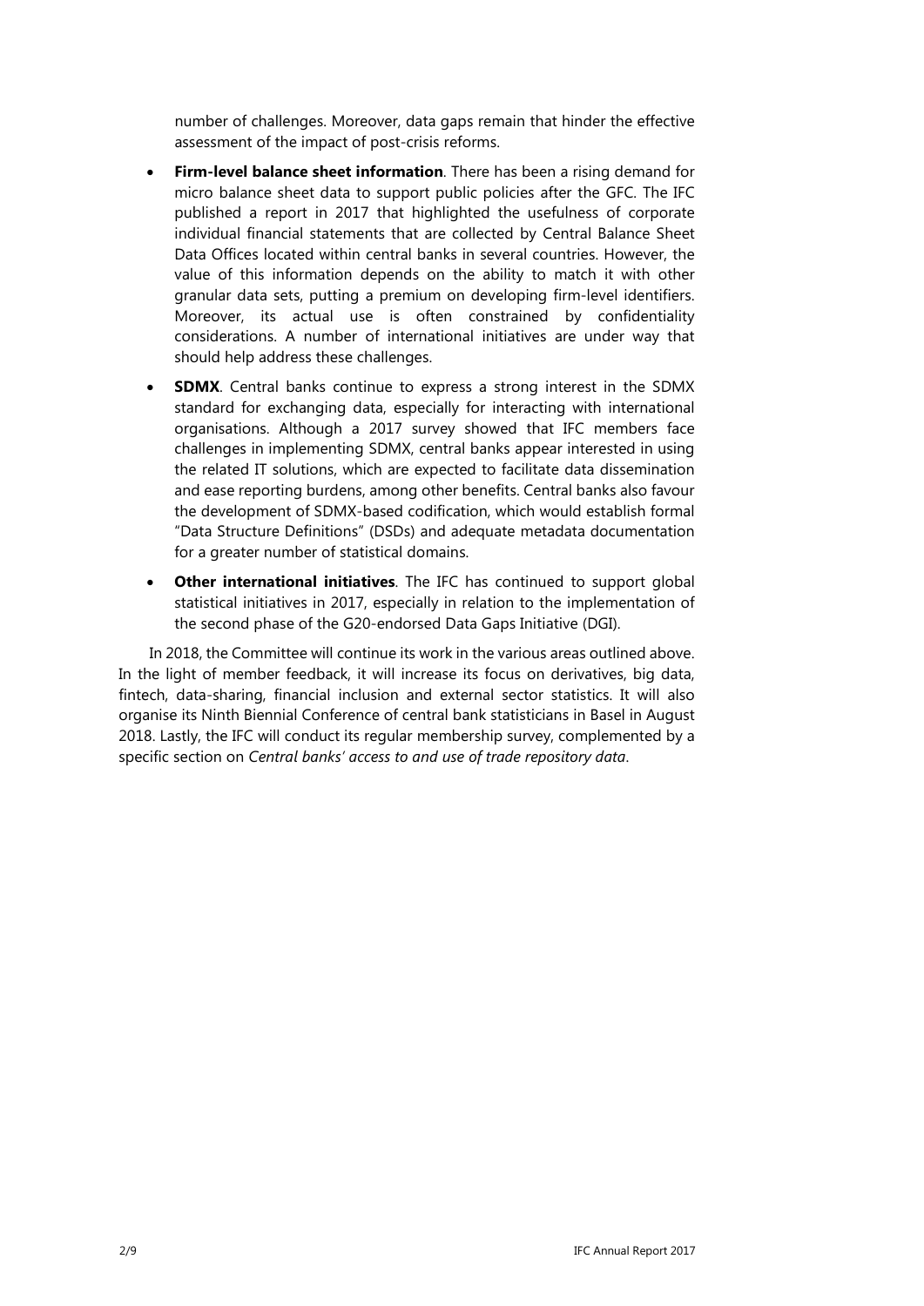number of challenges. Moreover, data gaps remain that hinder the effective assessment of the impact of post-crisis reforms.

- **Firm-level balance sheet information**. There has been a rising demand for micro balance sheet data to support public policies after the GFC. The IFC published a report in 2017 that highlighted the usefulness of corporate individual financial statements that are collected by Central Balance Sheet Data Offices located within central banks in several countries. However, the value of this information depends on the ability to match it with other granular data sets, putting a premium on developing firm-level identifiers. Moreover, its actual use is often constrained by confidentiality considerations. A number of international initiatives are under way that should help address these challenges.
- **SDMX**. Central banks continue to express a strong interest in the SDMX standard for exchanging data, especially for interacting with international organisations. Although a 2017 survey showed that IFC members face challenges in implementing SDMX, central banks appear interested in using the related IT solutions, which are expected to facilitate data dissemination and ease reporting burdens, among other benefits. Central banks also favour the development of SDMX-based codification, which would establish formal "Data Structure Definitions" (DSDs) and adequate metadata documentation for a greater number of statistical domains.
- **Other international initiatives**. The IFC has continued to support global statistical initiatives in 2017, especially in relation to the implementation of the second phase of the G20-endorsed Data Gaps Initiative (DGI).

In 2018, the Committee will continue its work in the various areas outlined above. In the light of member feedback, it will increase its focus on derivatives, big data, fintech, data-sharing, financial inclusion and external sector statistics. It will also organise its Ninth Biennial Conference of central bank statisticians in Basel in August 2018. Lastly, the IFC will conduct its regular membership survey, complemented by a specific section on *Central banks' access to and use of trade repository data*.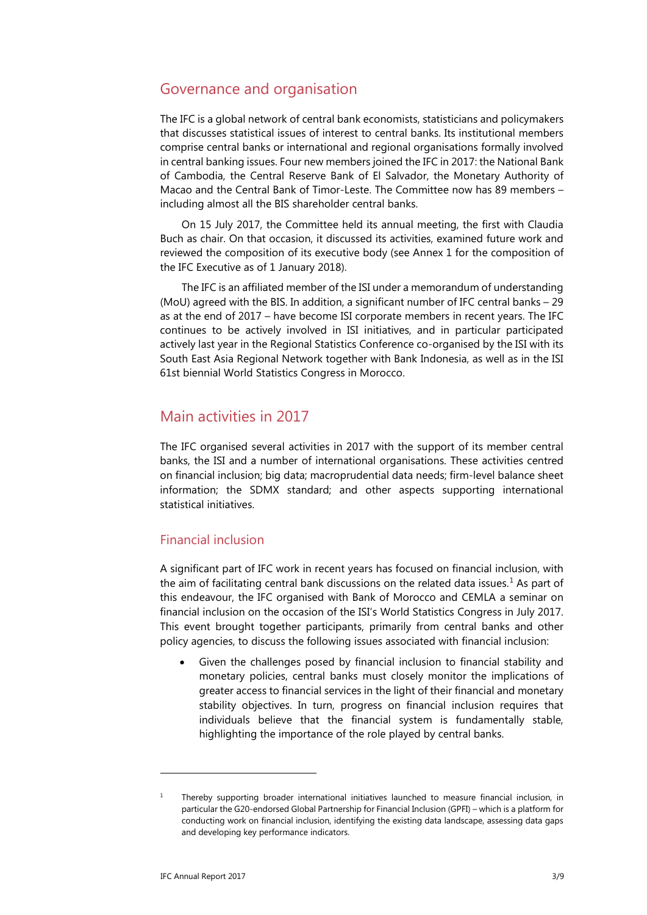## Governance and organisation

The IFC is a global network of central bank economists, statisticians and policymakers that discusses statistical issues of interest to central banks. Its institutional members comprise central banks or international and regional organisations formally involved in central banking issues. Four new members joined the IFC in 2017: the National Bank of Cambodia, the Central Reserve Bank of El Salvador, the Monetary Authority of Macao and the Central Bank of Timor-Leste. The Committee now has 89 members – including almost all the BIS shareholder central banks.

On 15 July 2017, the Committee held its annual meeting, the first with Claudia Buch as chair. On that occasion, it discussed its activities, examined future work and reviewed the composition of its executive body (see Annex 1 for the composition of the IFC Executive as of 1 January 2018).

The IFC is an affiliated member of the ISI under a memorandum of understanding (MoU) agreed with the BIS. In addition, a significant number of IFC central banks – 29 as at the end of 2017 – have become ISI corporate members in recent years. The IFC continues to be actively involved in ISI initiatives, and in particular participated actively last year in the Regional Statistics Conference co-organised by the ISI with its South East Asia Regional Network together with Bank Indonesia, as well as in the ISI 61st biennial World Statistics Congress in Morocco.

## Main activities in 2017

The IFC organised several activities in 2017 with the support of its member central banks, the ISI and a number of international organisations. These activities centred on financial inclusion; big data; macroprudential data needs; firm-level balance sheet information; the SDMX standard; and other aspects supporting international statistical initiatives.

### Financial inclusion

A significant part of IFC work in recent years has focused on financial inclusion, with the aim of facilitating central bank discussions on the related data issues.[1] As part of this endeavour, the IFC organised with Bank of Morocco and CEMLA a seminar on financial inclusion on the occasion of the ISI's World Statistics Congress in July 2017. This event brought together participants, primarily from central banks and other policy agencies, to discuss the following issues associated with financial inclusion:

- Given the challenges posed by financial inclusion to financial stability and monetary policies, central banks must closely monitor the implications of greater access to financial services in the light of their financial and monetary stability objectives. In turn, progress on financial inclusion requires that individuals believe that the financial system is fundamentally stable, highlighting the importance of the role played by central banks.

---

[1] Thereby supporting broader international initiatives launched to measure financial inclusion, in particular the G20-endorsed Global Partnership for Financial Inclusion (GPFI) – which is a platform for conducting work on financial inclusion, identifying the existing data landscape, assessing data gaps and developing key performance indicators.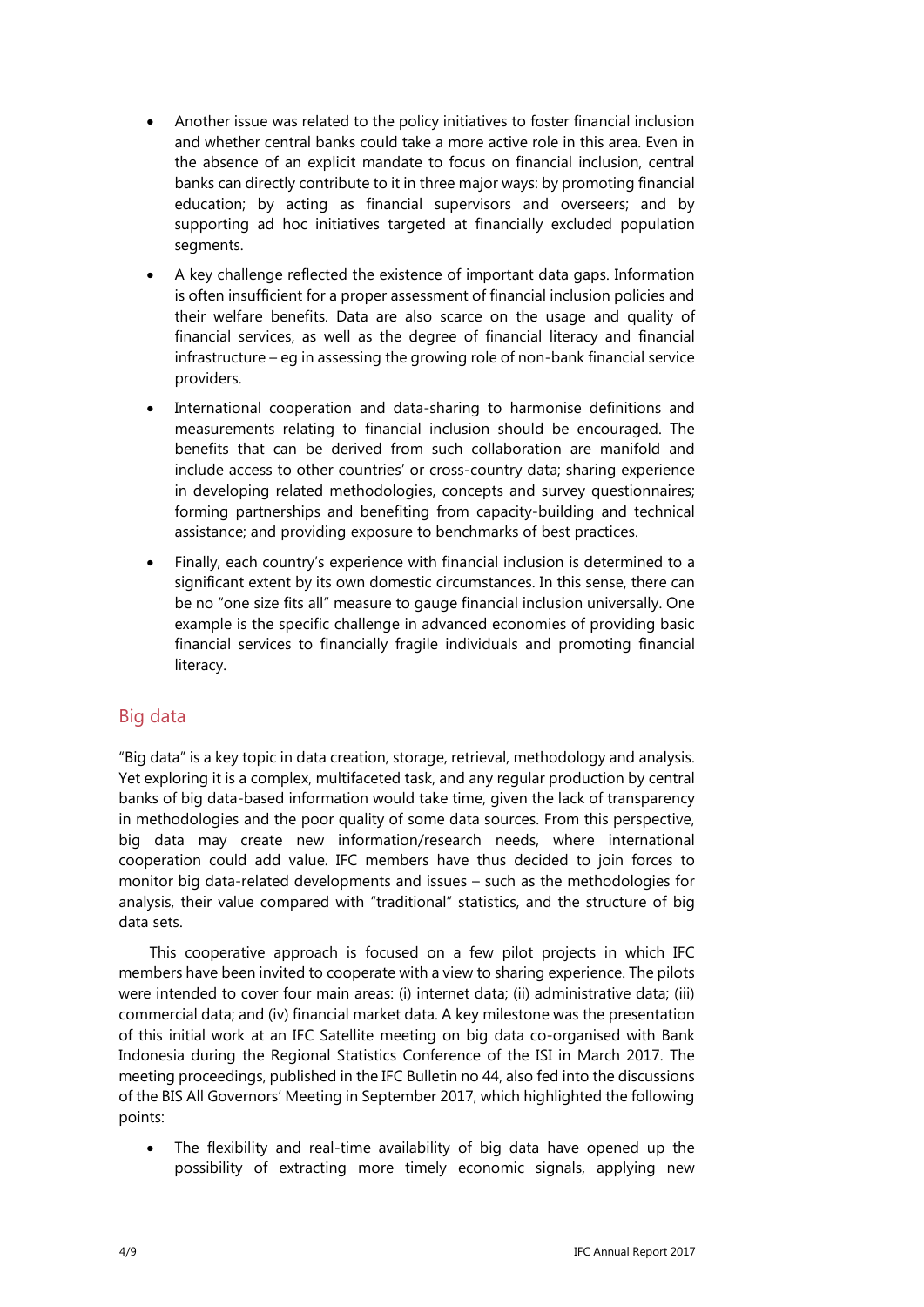- Another issue was related to the policy initiatives to foster financial inclusion and whether central banks could take a more active role in this area. Even in the absence of an explicit mandate to focus on financial inclusion, central banks can directly contribute to it in three major ways: by promoting financial education; by acting as financial supervisors and overseers; and by supporting ad hoc initiatives targeted at financially excluded population segments.
- A key challenge reflected the existence of important data gaps. Information is often insufficient for a proper assessment of financial inclusion policies and their welfare benefits. Data are also scarce on the usage and quality of financial services, as well as the degree of financial literacy and financial infrastructure – eg in assessing the growing role of non-bank financial service providers.
- International cooperation and data-sharing to harmonise definitions and measurements relating to financial inclusion should be encouraged. The benefits that can be derived from such collaboration are manifold and include access to other countries' or cross-country data; sharing experience in developing related methodologies, concepts and survey questionnaires; forming partnerships and benefiting from capacity-building and technical assistance; and providing exposure to benchmarks of best practices.
- Finally, each country's experience with financial inclusion is determined to a significant extent by its own domestic circumstances. In this sense, there can be no "one size fits all" measure to gauge financial inclusion universally. One example is the specific challenge in advanced economies of providing basic financial services to financially fragile individuals and promoting financial literacy.

## Big data

"Big data" is a key topic in data creation, storage, retrieval, methodology and analysis. Yet exploring it is a complex, multifaceted task, and any regular production by central banks of big data-based information would take time, given the lack of transparency in methodologies and the poor quality of some data sources. From this perspective, big data may create new information/research needs, where international cooperation could add value. IFC members have thus decided to join forces to monitor big data-related developments and issues – such as the methodologies for analysis, their value compared with "traditional" statistics, and the structure of big data sets.

This cooperative approach is focused on a few pilot projects in which IFC members have been invited to cooperate with a view to sharing experience. The pilots were intended to cover four main areas: (i) internet data; (ii) administrative data; (iii) commercial data; and (iv) financial market data. A key milestone was the presentation of this initial work at an IFC Satellite meeting on big data co-organised with Bank Indonesia during the Regional Statistics Conference of the ISI in March 2017. The meeting proceedings, published in the IFC Bulletin no 44, also fed into the discussions of the BIS All Governors' Meeting in September 2017, which highlighted the following points:

- The flexibility and real-time availability of big data have opened up the possibility of extracting more timely economic signals, applying new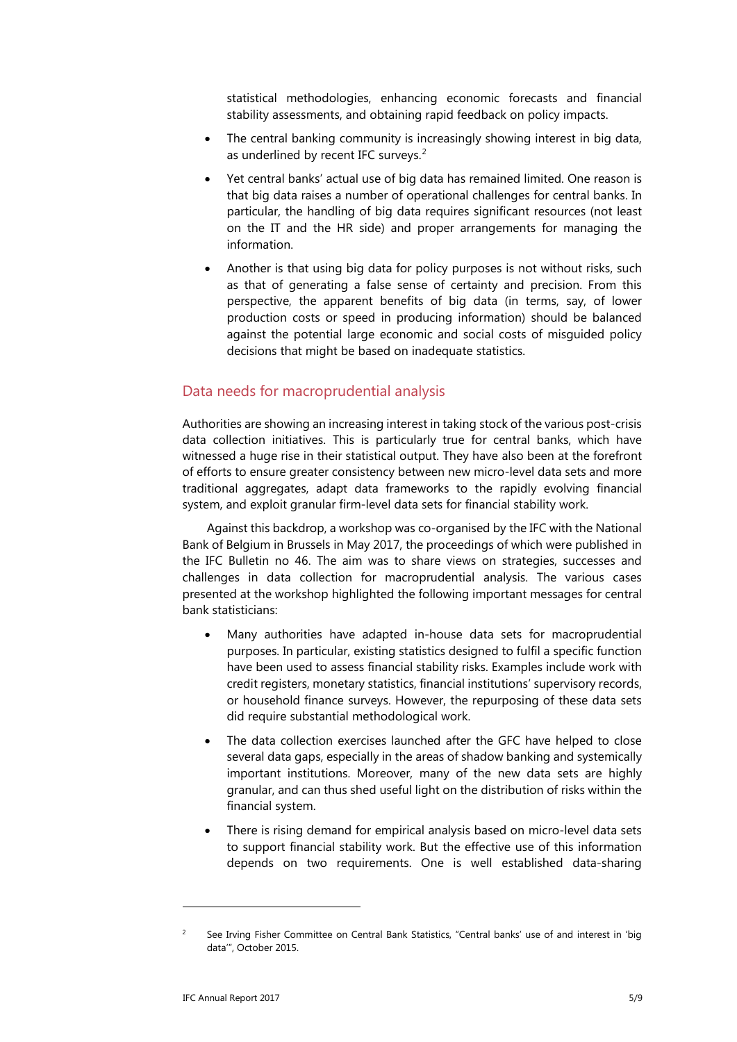statistical methodologies, enhancing economic forecasts and financial stability assessments, and obtaining rapid feedback on policy impacts.

- The central banking community is increasingly showing interest in big data, as underlined by recent IFC surveys.[2]
- Yet central banks' actual use of big data has remained limited. One reason is that big data raises a number of operational challenges for central banks. In particular, the handling of big data requires significant resources (not least on the IT and the HR side) and proper arrangements for managing the information.
- Another is that using big data for policy purposes is not without risks, such as that of generating a false sense of certainty and precision. From this perspective, the apparent benefits of big data (in terms, say, of lower production costs or speed in producing information) should be balanced against the potential large economic and social costs of misguided policy decisions that might be based on inadequate statistics.

## Data needs for macroprudential analysis

Authorities are showing an increasing interest in taking stock of the various post-crisis data collection initiatives. This is particularly true for central banks, which have witnessed a huge rise in their statistical output. They have also been at the forefront of efforts to ensure greater consistency between new micro-level data sets and more traditional aggregates, adapt data frameworks to the rapidly evolving financial system, and exploit granular firm-level data sets for financial stability work.

Against this backdrop, a workshop was co-organised by the IFC with the National Bank of Belgium in Brussels in May 2017, the proceedings of which were published in the IFC Bulletin no 46. The aim was to share views on strategies, successes and challenges in data collection for macroprudential analysis. The various cases presented at the workshop highlighted the following important messages for central bank statisticians:

- Many authorities have adapted in-house data sets for macroprudential purposes. In particular, existing statistics designed to fulfil a specific function have been used to assess financial stability risks. Examples include work with credit registers, monetary statistics, financial institutions' supervisory records, or household finance surveys. However, the repurposing of these data sets did require substantial methodological work.
- The data collection exercises launched after the GFC have helped to close several data gaps, especially in the areas of shadow banking and systemically important institutions. Moreover, many of the new data sets are highly granular, and can thus shed useful light on the distribution of risks within the financial system.
- There is rising demand for empirical analysis based on micro-level data sets to support financial stability work. But the effective use of this information depends on two requirements. One is well established data-sharing

---

[2] See Irving Fisher Committee on Central Bank Statistics, "Central banks' use of and interest in 'big data'", October 2015.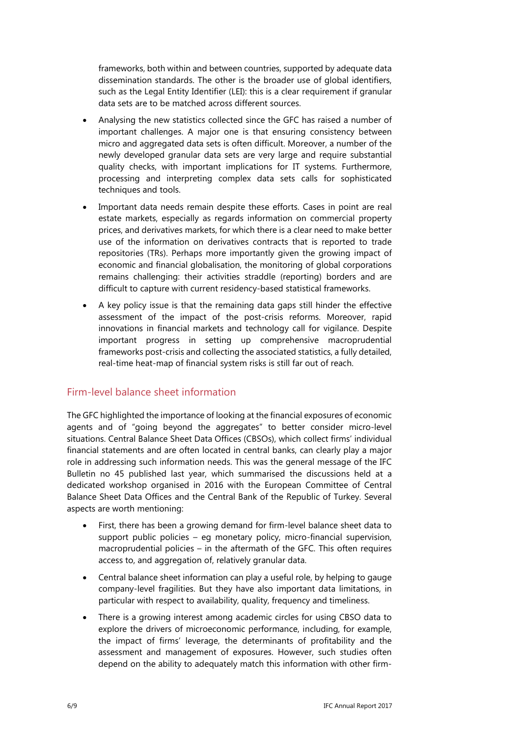frameworks, both within and between countries, supported by adequate data dissemination standards. The other is the broader use of global identifiers, such as the Legal Entity Identifier (LEI): this is a clear requirement if granular data sets are to be matched across different sources.

- Analysing the new statistics collected since the GFC has raised a number of important challenges. A major one is that ensuring consistency between micro and aggregated data sets is often difficult. Moreover, a number of the newly developed granular data sets are very large and require substantial quality checks, with important implications for IT systems. Furthermore, processing and interpreting complex data sets calls for sophisticated techniques and tools.
- Important data needs remain despite these efforts. Cases in point are real estate markets, especially as regards information on commercial property prices, and derivatives markets, for which there is a clear need to make better use of the information on derivatives contracts that is reported to trade repositories (TRs). Perhaps more importantly given the growing impact of economic and financial globalisation, the monitoring of global corporations remains challenging: their activities straddle (reporting) borders and are difficult to capture with current residency-based statistical frameworks.
- A key policy issue is that the remaining data gaps still hinder the effective assessment of the impact of the post-crisis reforms. Moreover, rapid innovations in financial markets and technology call for vigilance. Despite important progress in setting up comprehensive macroprudential frameworks post-crisis and collecting the associated statistics, a fully detailed, real-time heat-map of financial system risks is still far out of reach.

## Firm-level balance sheet information

The GFC highlighted the importance of looking at the financial exposures of economic agents and of "going beyond the aggregates" to better consider micro-level situations. Central Balance Sheet Data Offices (CBSOs), which collect firms' individual financial statements and are often located in central banks, can clearly play a major role in addressing such information needs. This was the general message of the IFC Bulletin no 45 published last year, which summarised the discussions held at a dedicated workshop organised in 2016 with the European Committee of Central Balance Sheet Data Offices and the Central Bank of the Republic of Turkey. Several aspects are worth mentioning:

- First, there has been a growing demand for firm-level balance sheet data to support public policies – eg monetary policy, micro-financial supervision, macroprudential policies – in the aftermath of the GFC. This often requires access to, and aggregation of, relatively granular data.
- Central balance sheet information can play a useful role, by helping to gauge company-level fragilities. But they have also important data limitations, in particular with respect to availability, quality, frequency and timeliness.
- There is a growing interest among academic circles for using CBSO data to explore the drivers of microeconomic performance, including, for example, the impact of firms' leverage, the determinants of profitability and the assessment and management of exposures. However, such studies often depend on the ability to adequately match this information with other firm-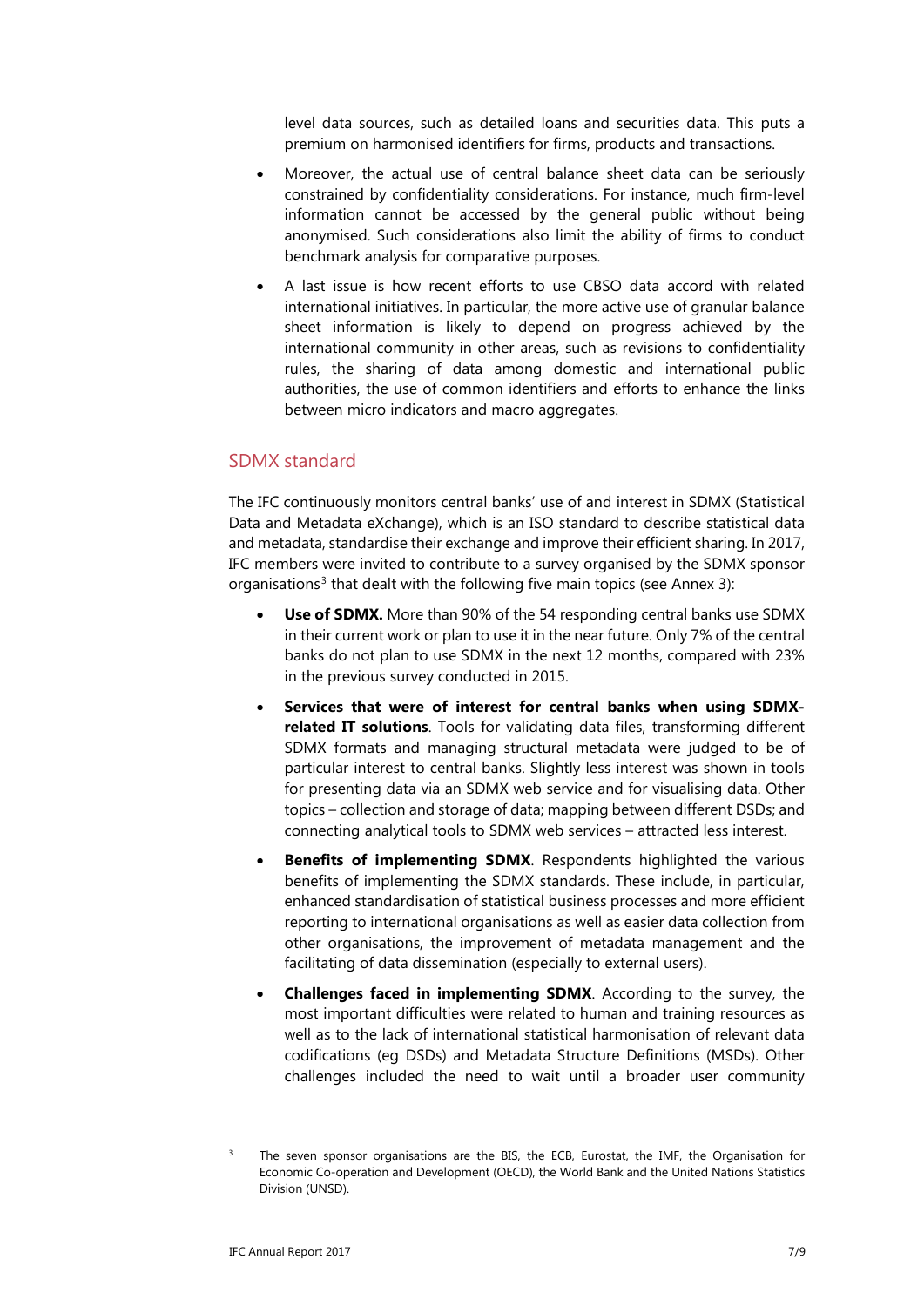level data sources, such as detailed loans and securities data. This puts a premium on harmonised identifiers for firms, products and transactions.

- Moreover, the actual use of central balance sheet data can be seriously constrained by confidentiality considerations. For instance, much firm-level information cannot be accessed by the general public without being anonymised. Such considerations also limit the ability of firms to conduct benchmark analysis for comparative purposes.
- A last issue is how recent efforts to use CBSO data accord with related international initiatives. In particular, the more active use of granular balance sheet information is likely to depend on progress achieved by the international community in other areas, such as revisions to confidentiality rules, the sharing of data among domestic and international public authorities, the use of common identifiers and efforts to enhance the links between micro indicators and macro aggregates.

## SDMX standard

The IFC continuously monitors central banks' use of and interest in SDMX (Statistical Data and Metadata eXchange), which is an ISO standard to describe statistical data and metadata, standardise their exchange and improve their efficient sharing. In 2017, IFC members were invited to contribute to a survey organised by the SDMX sponsor organisations[3] that dealt with the following five main topics (see Annex 3):

- **Use of SDMX.** More than 90% of the 54 responding central banks use SDMX in their current work or plan to use it in the near future. Only 7% of the central banks do not plan to use SDMX in the next 12 months, compared with 23% in the previous survey conducted in 2015.
- **Services that were of interest for central banks when using SDMX-related IT solutions**. Tools for validating data files, transforming different SDMX formats and managing structural metadata were judged to be of particular interest to central banks. Slightly less interest was shown in tools for presenting data via an SDMX web service and for visualising data. Other topics – collection and storage of data; mapping between different DSDs; and connecting analytical tools to SDMX web services – attracted less interest.
- **Benefits of implementing SDMX**. Respondents highlighted the various benefits of implementing the SDMX standards. These include, in particular, enhanced standardisation of statistical business processes and more efficient reporting to international organisations as well as easier data collection from other organisations, the improvement of metadata management and the facilitating of data dissemination (especially to external users).
- **Challenges faced in implementing SDMX**. According to the survey, the most important difficulties were related to human and training resources as well as to the lack of international statistical harmonisation of relevant data codifications (eg DSDs) and Metadata Structure Definitions (MSDs). Other challenges included the need to wait until a broader user community

---

[3] The seven sponsor organisations are the BIS, the ECB, Eurostat, the IMF, the Organisation for Economic Co-operation and Development (OECD), the World Bank and the United Nations Statistics Division (UNSD).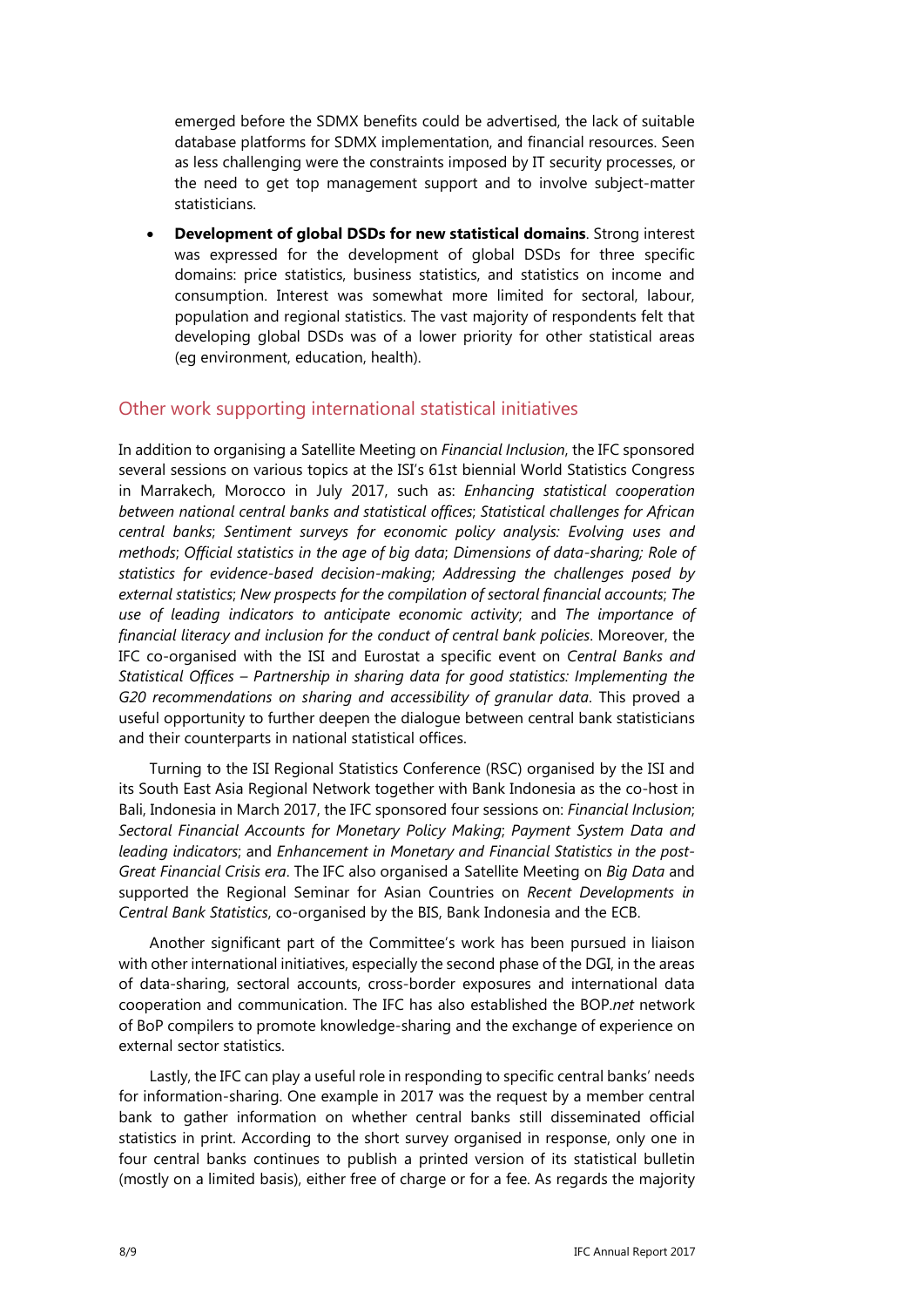emerged before the SDMX benefits could be advertised, the lack of suitable database platforms for SDMX implementation, and financial resources. Seen as less challenging were the constraints imposed by IT security processes, or the need to get top management support and to involve subject-matter statisticians.

- **Development of global DSDs for new statistical domains**. Strong interest was expressed for the development of global DSDs for three specific domains: price statistics, business statistics, and statistics on income and consumption. Interest was somewhat more limited for sectoral, labour, population and regional statistics. The vast majority of respondents felt that developing global DSDs was of a lower priority for other statistical areas (eg environment, education, health).

## Other work supporting international statistical initiatives

In addition to organising a Satellite Meeting on *Financial Inclusion*, the IFC sponsored several sessions on various topics at the ISI's 61st biennial World Statistics Congress in Marrakech, Morocco in July 2017, such as: *Enhancing statistical cooperation between national central banks and statistical offices*; *Statistical challenges for African central banks*; *Sentiment surveys for economic policy analysis: Evolving uses and methods*; *Official statistics in the age of big data*; *Dimensions of data-sharing; Role of statistics for evidence-based decision-making*; *Addressing the challenges posed by external statistics*; *New prospects for the compilation of sectoral financial accounts*; *The use of leading indicators to anticipate economic activity*; and *The importance of financial literacy and inclusion for the conduct of central bank policies*. Moreover, the IFC co-organised with the ISI and Eurostat a specific event on *Central Banks and Statistical Offices – Partnership in sharing data for good statistics: Implementing the G20 recommendations on sharing and accessibility of granular data*. This proved a useful opportunity to further deepen the dialogue between central bank statisticians and their counterparts in national statistical offices.

Turning to the ISI Regional Statistics Conference (RSC) organised by the ISI and its South East Asia Regional Network together with Bank Indonesia as the co-host in Bali, Indonesia in March 2017, the IFC sponsored four sessions on: *Financial Inclusion*; *Sectoral Financial Accounts for Monetary Policy Making*; *Payment System Data and leading indicators*; and *Enhancement in Monetary and Financial Statistics in the post-Great Financial Crisis era*. The IFC also organised a Satellite Meeting on *Big Data* and supported the Regional Seminar for Asian Countries on *Recent Developments in Central Bank Statistics*, co-organised by the BIS, Bank Indonesia and the ECB.

Another significant part of the Committee's work has been pursued in liaison with other international initiatives, especially the second phase of the DGI, in the areas of data-sharing, sectoral accounts, cross-border exposures and international data cooperation and communication. The IFC has also established the BOP.*net* network of BoP compilers to promote knowledge-sharing and the exchange of experience on external sector statistics.

Lastly, the IFC can play a useful role in responding to specific central banks' needs for information-sharing. One example in 2017 was the request by a member central bank to gather information on whether central banks still disseminated official statistics in print. According to the short survey organised in response, only one in four central banks continues to publish a printed version of its statistical bulletin (mostly on a limited basis), either free of charge or for a fee. As regards the majority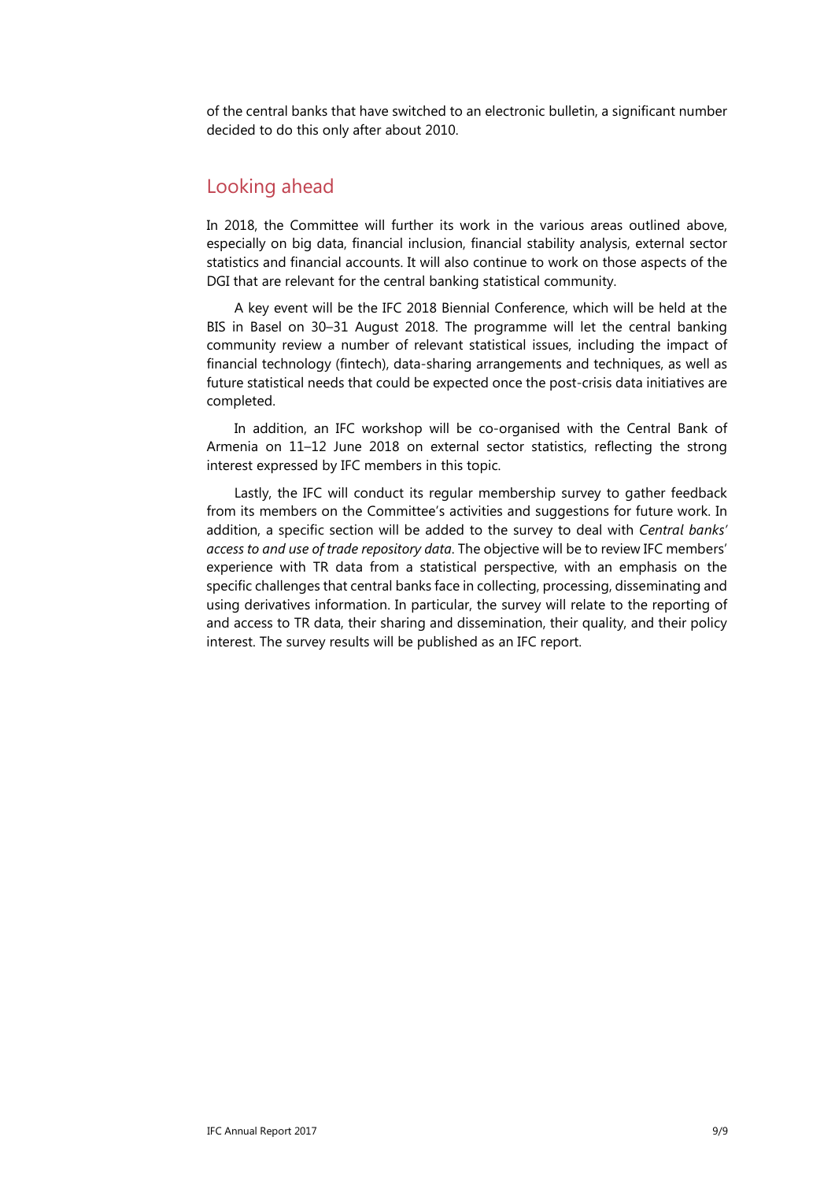of the central banks that have switched to an electronic bulletin, a significant number decided to do this only after about 2010.

## Looking ahead

In 2018, the Committee will further its work in the various areas outlined above, especially on big data, financial inclusion, financial stability analysis, external sector statistics and financial accounts. It will also continue to work on those aspects of the DGI that are relevant for the central banking statistical community.

A key event will be the IFC 2018 Biennial Conference, which will be held at the BIS in Basel on 30–31 August 2018. The programme will let the central banking community review a number of relevant statistical issues, including the impact of financial technology (fintech), data-sharing arrangements and techniques, as well as future statistical needs that could be expected once the post-crisis data initiatives are completed.

In addition, an IFC workshop will be co-organised with the Central Bank of Armenia on 11–12 June 2018 on external sector statistics, reflecting the strong interest expressed by IFC members in this topic.

Lastly, the IFC will conduct its regular membership survey to gather feedback from its members on the Committee's activities and suggestions for future work. In addition, a specific section will be added to the survey to deal with *Central banks' access to and use of trade repository data*. The objective will be to review IFC members' experience with TR data from a statistical perspective, with an emphasis on the specific challenges that central banks face in collecting, processing, disseminating and using derivatives information. In particular, the survey will relate to the reporting of and access to TR data, their sharing and dissemination, their quality, and their policy interest. The survey results will be published as an IFC report.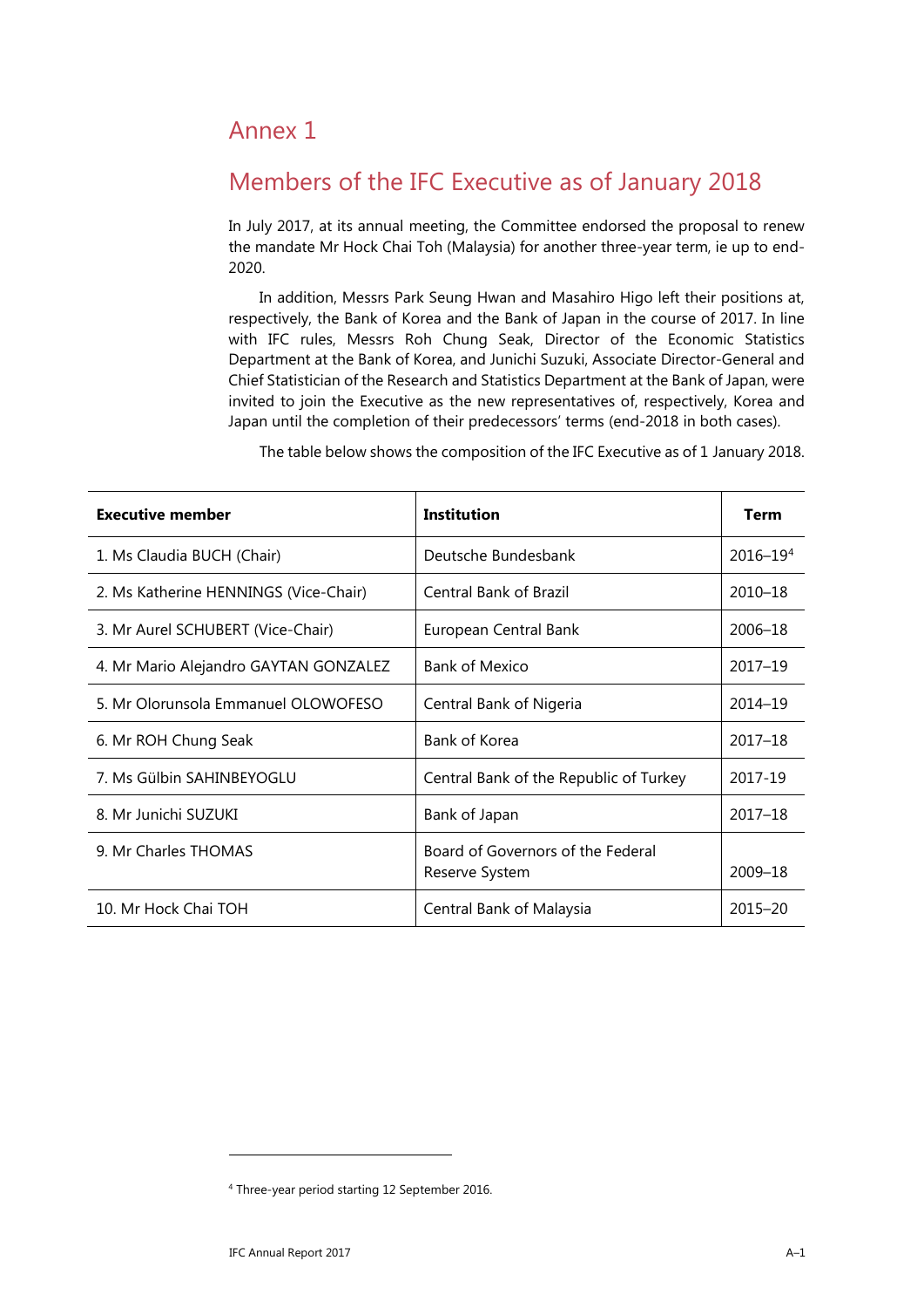# Annex 1

## Members of the IFC Executive as of January 2018

In July 2017, at its annual meeting, the Committee endorsed the proposal to renew the mandate Mr Hock Chai Toh (Malaysia) for another three-year term, ie up to end-2020.

In addition, Messrs Park Seung Hwan and Masahiro Higo left their positions at, respectively, the Bank of Korea and the Bank of Japan in the course of 2017. In line with IFC rules, Messrs Roh Chung Seak, Director of the Economic Statistics Department at the Bank of Korea, and Junichi Suzuki, Associate Director-General and Chief Statistician of the Research and Statistics Department at the Bank of Japan, were invited to join the Executive as the new representatives of, respectively, Korea and Japan until the completion of their predecessors' terms (end-2018 in both cases).

The table below shows the composition of the IFC Executive as of 1 January 2018.

| **Executive member** | **Institution** | **Term** |
|---|---|---|
| 1. Ms Claudia BUCH (Chair) | Deutsche Bundesbank | 2016–19[4] |
| 2. Ms Katherine HENNINGS (Vice-Chair) | Central Bank of Brazil | 2010–18 |
| 3. Mr Aurel SCHUBERT (Vice-Chair) | European Central Bank | 2006–18 |
| 4. Mr Mario Alejandro GAYTAN GONZALEZ | Bank of Mexico | 2017–19 |
| 5. Mr Olorunsola Emmanuel OLOWOFESO | Central Bank of Nigeria | 2014–19 |
| 6. Mr ROH Chung Seak | Bank of Korea | 2017–18 |
| 7. Ms Gülbin SAHINBEYOGLU | Central Bank of the Republic of Turkey | 2017-19 |
| 8. Mr Junichi SUZUKI | Bank of Japan | 2017–18 |
| 9. Mr Charles THOMAS | Board of Governors of the Federal Reserve System | 2009–18 |
| 10. Mr Hock Chai TOH | Central Bank of Malaysia | 2015–20 |

[4] Three-year period starting 12 September 2016.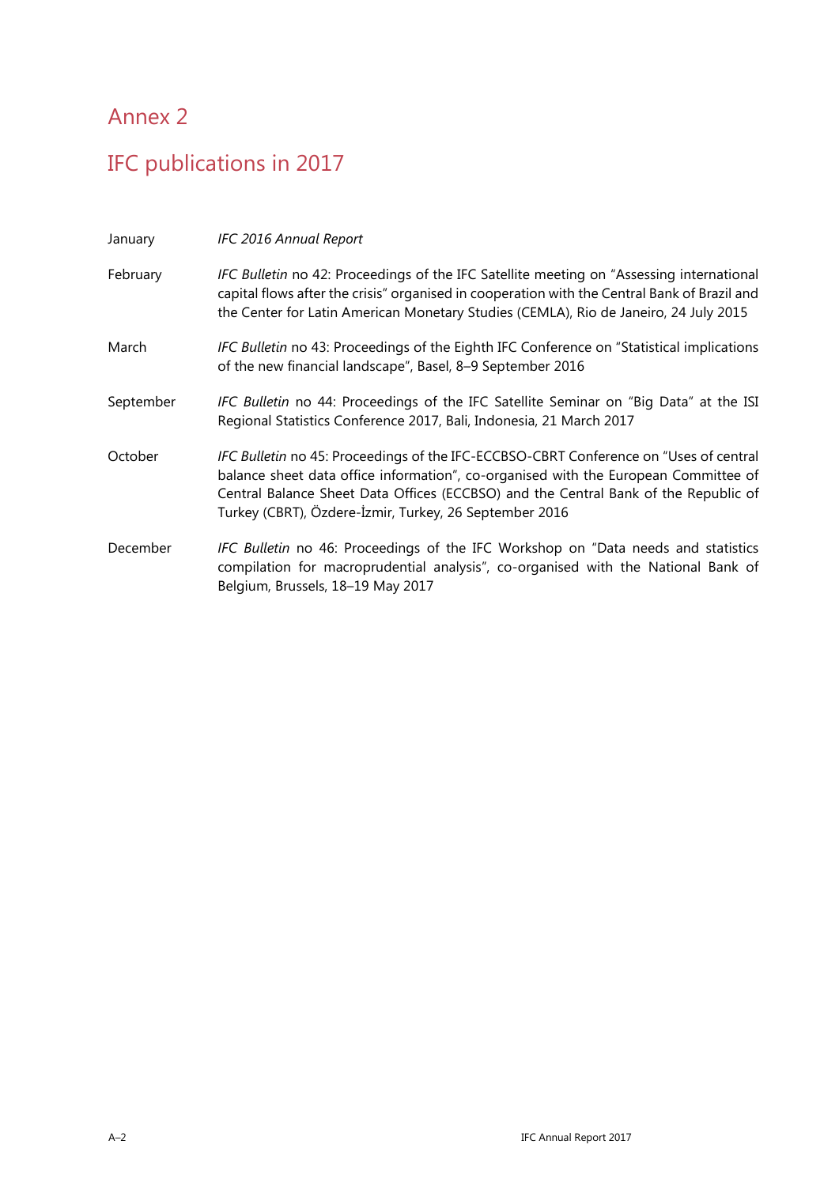# Annex 2

## IFC publications in 2017

| | |
|---|---|
| January | *IFC 2016 Annual Report* |
| February | *IFC Bulletin* no 42: Proceedings of the IFC Satellite meeting on "Assessing international capital flows after the crisis" organised in cooperation with the Central Bank of Brazil and the Center for Latin American Monetary Studies (CEMLA), Rio de Janeiro, 24 July 2015 |
| March | *IFC Bulletin* no 43: Proceedings of the Eighth IFC Conference on "Statistical implications of the new financial landscape", Basel, 8–9 September 2016 |
| September | *IFC Bulletin* no 44: Proceedings of the IFC Satellite Seminar on "Big Data" at the ISI Regional Statistics Conference 2017, Bali, Indonesia, 21 March 2017 |
| October | *IFC Bulletin* no 45: Proceedings of the IFC-ECCBSO-CBRT Conference on "Uses of central balance sheet data office information", co-organised with the European Committee of Central Balance Sheet Data Offices (ECCBSO) and the Central Bank of the Republic of Turkey (CBRT), Özdere-İzmir, Turkey, 26 September 2016 |
| December | *IFC Bulletin* no 46: Proceedings of the IFC Workshop on "Data needs and statistics compilation for macroprudential analysis", co-organised with the National Bank of Belgium, Brussels, 18–19 May 2017 |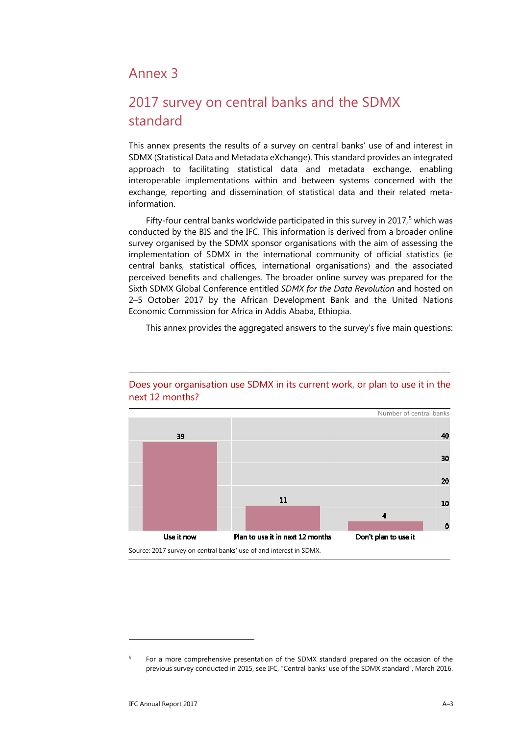# Annex 3

## 2017 survey on central banks and the SDMX standard

This annex presents the results of a survey on central banks' use of and interest in SDMX (Statistical Data and Metadata eXchange). This standard provides an integrated approach to facilitating statistical data and metadata exchange, enabling interoperable implementations within and between systems concerned with the exchange, reporting and dissemination of statistical data and their related meta-information.

Fifty-four central banks worldwide participated in this survey in 2017,[5] which was conducted by the BIS and the IFC. This information is derived from a broader online survey organised by the SDMX sponsor organisations with the aim of assessing the implementation of SDMX in the international community of official statistics (ie central banks, statistical offices, international organisations) and the associated perceived benefits and challenges. The broader online survey was prepared for the Sixth SDMX Global Conference entitled *SDMX for the Data Revolution* and hosted on 2–5 October 2017 by the African Development Bank and the United Nations Economic Commission for Africa in Addis Ababa, Ethiopia.

This annex provides the aggregated answers to the survey's five main questions:

### Does your organisation use SDMX in its current work, or plan to use it in the next 12 months?

Number of central banks

| Response | Number of central banks |
|---|---|
| Use it now | 39 |
| Plan to use it in next 12 months | 11 |
| Don't plan to use it | 4 |

Source: 2017 survey on central banks' use of and interest in SDMX.

[5] For a more comprehensive presentation of the SDMX standard prepared on the occasion of the previous survey conducted in 2015, see IFC, "Central banks' use of the SDMX standard", March 2016.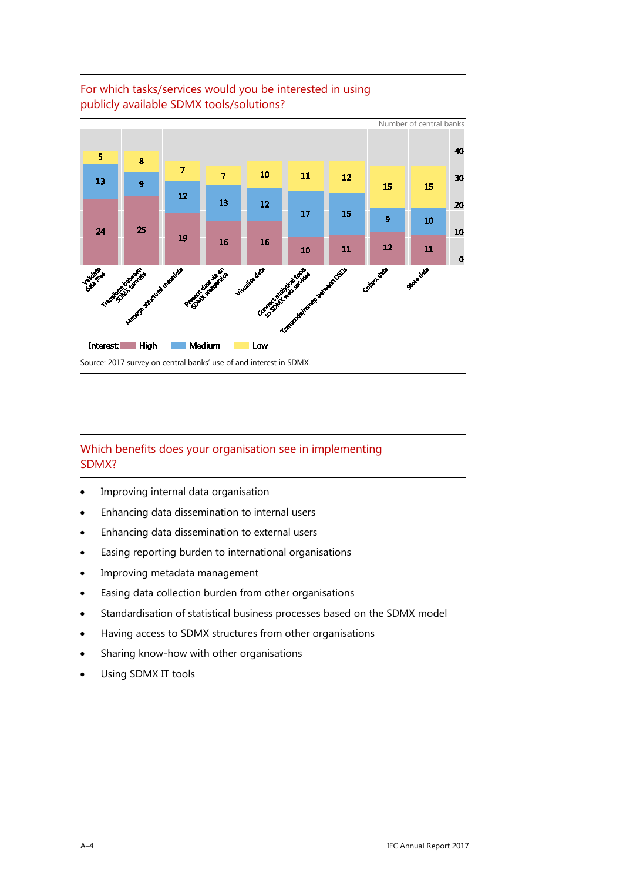## For which tasks/services would you be interested in using publicly available SDMX tools/solutions?

Number of central banks

| Task/service | High | Medium | Low |
|---|---|---|---|
| Validate data files | 24 | 13 | 5 |
| Transform between SDMX formats | 25 | 9 | 8 |
| Manage structural metadata | 19 | 12 | 7 |
| Present data via an SDMX webservice | 16 | 13 | 7 |
| Visualise data | 16 | 12 | 10 |
| Connect analytical tools to SDMX web services | 10 | 17 | 11 |
| Transcode/remap between DSDs | 11 | 15 | 12 |
| Collect data | 12 | 9 | 15 |
| Store data | 11 | 10 | 15 |

Interest: High, Medium, Low

Source: 2017 survey on central banks' use of and interest in SDMX.

## Which benefits does your organisation see in implementing SDMX?

- Improving internal data organisation
- Enhancing data dissemination to internal users
- Enhancing data dissemination to external users
- Easing reporting burden to international organisations
- Improving metadata management
- Easing data collection burden from other organisations
- Standardisation of statistical business processes based on the SDMX model
- Having access to SDMX structures from other organisations
- Sharing know-how with other organisations
- Using SDMX IT tools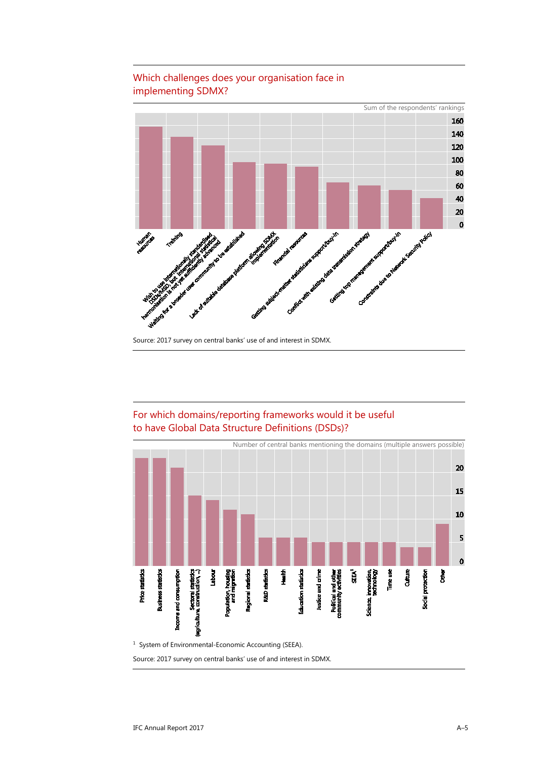## Which challenges does your organisation face in implementing SDMX?

Sum of the respondents' rankings

160
140
120
100
80
60
40
20
0

Human resources
Training
Wish to use internationally standardised DSDs/MSD, but international statistical harmonisation is not yet sufficiently advanced
Waiting for a broader user community to be established
Lack of suitable database platform allowing SDMX implementation
Financial resources
Getting subject-matter statisticians support/buy-in
Conflict with existing data transmission strategy
Getting top management support/buy-in
Constraints due to Network Security Policy

Source: 2017 survey on central banks' use of and interest in SDMX.

## For which domains/reporting frameworks would it be useful to have Global Data Structure Definitions (DSDs)?

Number of central banks mentioning the domains (multiple answers possible)

20
15
10
5
0

Price statistics
Business statistics
Income and consumption
Sectoral statistics (agriculture, construction, ...)
Labour
Population, housing and migration
Regional statistics
R&D statistics
Health
Education statistics
Justice and crime
Political and other community activities
SEEA[1]
Science, innovation, technology
Time use
Culture
Social protection
Other

[1] System of Environmental-Economic Accounting (SEEA).

Source: 2017 survey on central banks' use of and interest in SDMX.